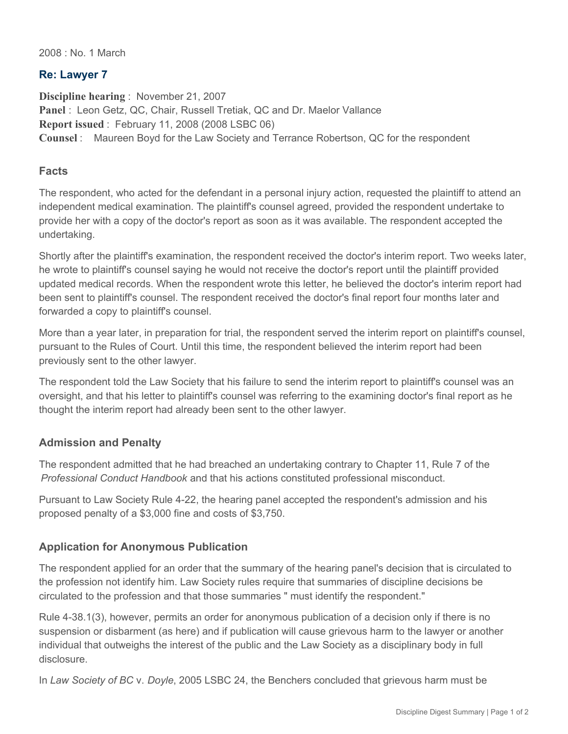2008 : No. 1 March

## Re: Lawyer 7

**Discipline hearing** : November 21, 2007
**Panel** : Leon Getz, QC, Chair, Russell Tretiak, QC and Dr. Maelor Vallance
**Report issued** : February 11, 2008 (2008 LSBC 06)
**Counsel** : Maureen Boyd for the Law Society and Terrance Robertson, QC for the respondent

### Facts

The respondent, who acted for the defendant in a personal injury action, requested the plaintiff to attend an independent medical examination. The plaintiff's counsel agreed, provided the respondent undertake to provide her with a copy of the doctor's report as soon as it was available. The respondent accepted the undertaking.

Shortly after the plaintiff's examination, the respondent received the doctor's interim report. Two weeks later, he wrote to plaintiff's counsel saying he would not receive the doctor's report until the plaintiff provided updated medical records. When the respondent wrote this letter, he believed the doctor's interim report had been sent to plaintiff's counsel. The respondent received the doctor's final report four months later and forwarded a copy to plaintiff's counsel.

More than a year later, in preparation for trial, the respondent served the interim report on plaintiff's counsel, pursuant to the Rules of Court. Until this time, the respondent believed the interim report had been previously sent to the other lawyer.

The respondent told the Law Society that his failure to send the interim report to plaintiff's counsel was an oversight, and that his letter to plaintiff's counsel was referring to the examining doctor's final report as he thought the interim report had already been sent to the other lawyer.

### Admission and Penalty

The respondent admitted that he had breached an undertaking contrary to Chapter 11, Rule 7 of the *Professional Conduct Handbook* and that his actions constituted professional misconduct.

Pursuant to Law Society Rule 4-22, the hearing panel accepted the respondent's admission and his proposed penalty of a $3,000 fine and costs of $3,750.

### Application for Anonymous Publication

The respondent applied for an order that the summary of the hearing panel's decision that is circulated to the profession not identify him. Law Society rules require that summaries of discipline decisions be circulated to the profession and that those summaries " must identify the respondent."

Rule 4-38.1(3), however, permits an order for anonymous publication of a decision only if there is no suspension or disbarment (as here) and if publication will cause grievous harm to the lawyer or another individual that outweighs the interest of the public and the Law Society as a disciplinary body in full disclosure.

In *Law Society of BC* v. *Doyle*, 2005 LSBC 24, the Benchers concluded that grievous harm must be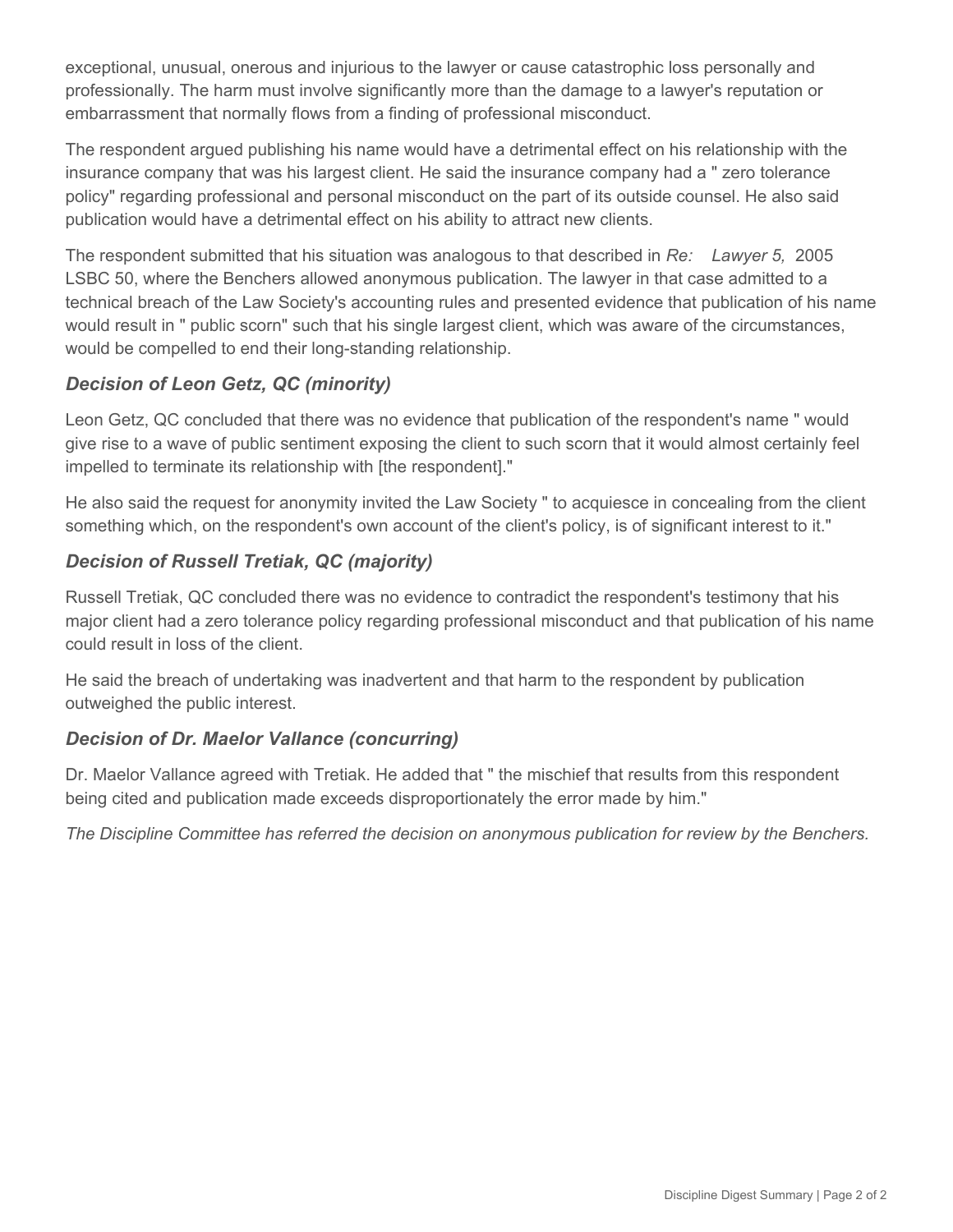exceptional, unusual, onerous and injurious to the lawyer or cause catastrophic loss personally and professionally. The harm must involve significantly more than the damage to a lawyer's reputation or embarrassment that normally flows from a finding of professional misconduct.

The respondent argued publishing his name would have a detrimental effect on his relationship with the insurance company that was his largest client. He said the insurance company had a " zero tolerance policy" regarding professional and personal misconduct on the part of its outside counsel. He also said publication would have a detrimental effect on his ability to attract new clients.

The respondent submitted that his situation was analogous to that described in *Re: Lawyer 5,* 2005 LSBC 50, where the Benchers allowed anonymous publication. The lawyer in that case admitted to a technical breach of the Law Society's accounting rules and presented evidence that publication of his name would result in " public scorn" such that his single largest client, which was aware of the circumstances, would be compelled to end their long-standing relationship.

### *Decision of Leon Getz, QC (minority)*

Leon Getz, QC concluded that there was no evidence that publication of the respondent's name " would give rise to a wave of public sentiment exposing the client to such scorn that it would almost certainly feel impelled to terminate its relationship with [the respondent]."

He also said the request for anonymity invited the Law Society " to acquiesce in concealing from the client something which, on the respondent's own account of the client's policy, is of significant interest to it."

### *Decision of Russell Tretiak, QC (majority)*

Russell Tretiak, QC concluded there was no evidence to contradict the respondent's testimony that his major client had a zero tolerance policy regarding professional misconduct and that publication of his name could result in loss of the client.

He said the breach of undertaking was inadvertent and that harm to the respondent by publication outweighed the public interest.

### *Decision of Dr. Maelor Vallance (concurring)*

Dr. Maelor Vallance agreed with Tretiak. He added that " the mischief that results from this respondent being cited and publication made exceeds disproportionately the error made by him."

*The Discipline Committee has referred the decision on anonymous publication for review by the Benchers.*